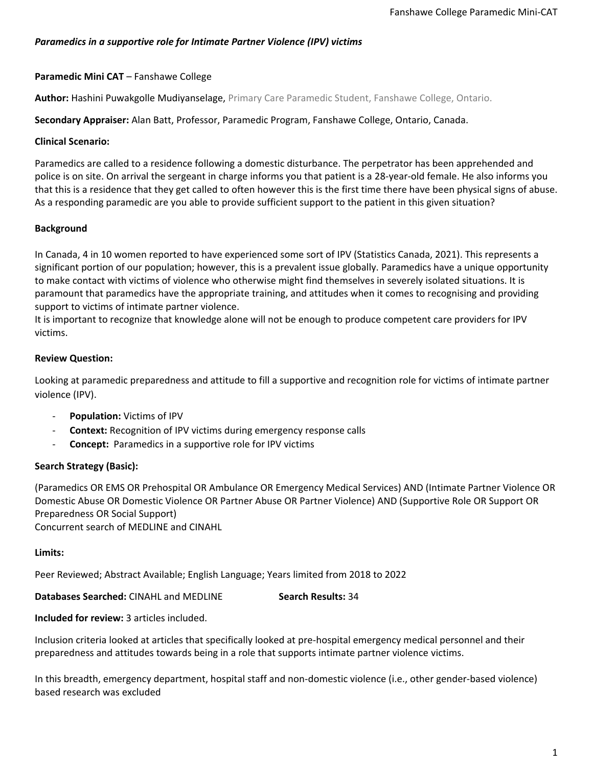*Paramedics in a supportive role for Intimate Partner Violence (IPV) victims*

**Paramedic Mini CAT** – Fanshawe College

**Author:** Hashini Puwakgolle Mudiyanselage, Primary Care Paramedic Student, Fanshawe College, Ontario.

**Secondary Appraiser:** Alan Batt, Professor, Paramedic Program, Fanshawe College, Ontario, Canada.

**Clinical Scenario:**

Paramedics are called to a residence following a domestic disturbance. The perpetrator has been apprehended and police is on site. On arrival the sergeant in charge informs you that patient is a 28-year-old female. He also informs you that this is a residence that they get called to often however this is the first time there have been physical signs of abuse. As a responding paramedic are you able to provide sufficient support to the patient in this given situation?

**Background**

In Canada, 4 in 10 women reported to have experienced some sort of IPV (Statistics Canada, 2021). This represents a significant portion of our population; however, this is a prevalent issue globally. Paramedics have a unique opportunity to make contact with victims of violence who otherwise might find themselves in severely isolated situations. It is paramount that paramedics have the appropriate training, and attitudes when it comes to recognising and providing support to victims of intimate partner violence.
It is important to recognize that knowledge alone will not be enough to produce competent care providers for IPV victims.

**Review Question:**

Looking at paramedic preparedness and attitude to fill a supportive and recognition role for victims of intimate partner violence (IPV).

- **Population:** Victims of IPV
- **Context:** Recognition of IPV victims during emergency response calls
- **Concept:** Paramedics in a supportive role for IPV victims

**Search Strategy (Basic):**

(Paramedics OR EMS OR Prehospital OR Ambulance OR Emergency Medical Services) AND (Intimate Partner Violence OR Domestic Abuse OR Domestic Violence OR Partner Abuse OR Partner Violence) AND (Supportive Role OR Support OR Preparedness OR Social Support)
Concurrent search of MEDLINE and CINAHL

**Limits:**

Peer Reviewed; Abstract Available; English Language; Years limited from 2018 to 2022

**Databases Searched:** CINAHL and MEDLINE **Search Results:** 34

**Included for review:** 3 articles included.

Inclusion criteria looked at articles that specifically looked at pre-hospital emergency medical personnel and their preparedness and attitudes towards being in a role that supports intimate partner violence victims.

In this breadth, emergency department, hospital staff and non-domestic violence (i.e., other gender-based violence) based research was excluded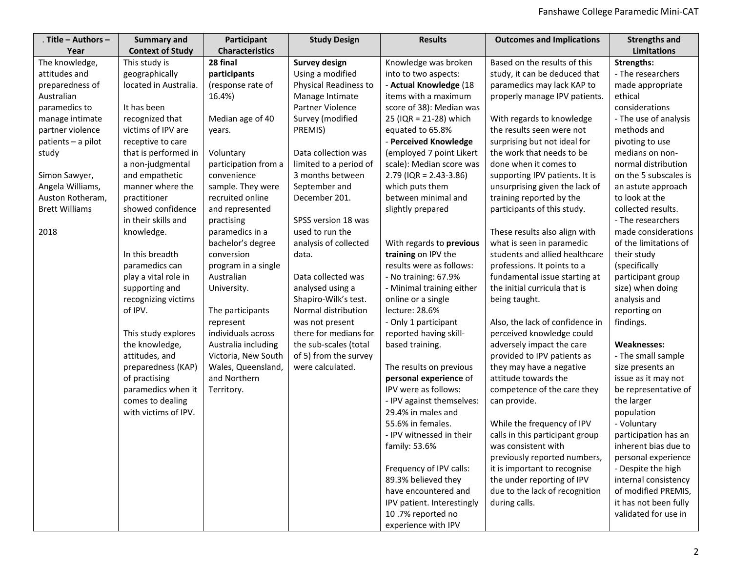| . Title – Authors – Year | Summary and Context of Study | Participant Characteristics | Study Design | Results | Outcomes and Implications | Strengths and Limitations |
|---|---|---|---|---|---|---|
| The knowledge, attitudes and preparedness of Australian paramedics to manage intimate partner violence patients – a pilot study<br><br>Simon Sawyer, Angela Williams, Auston Rotheram, Brett Williams<br><br>2018 | This study is geographically located in Australia.<br><br>It has been recognized that victims of IPV are receptive to care that is performed in a non-judgmental and empathetic manner where the practitioner showed confidence in their skills and knowledge.<br><br>In this breadth paramedics can play a vital role in supporting and recognizing victims of IPV.<br><br>This study explores the knowledge, attitudes, and preparedness (KAP) of practising paramedics when it comes to dealing with victims of IPV. | **28 final participants** (response rate of 16.4%)<br><br>Median age of 40 years.<br><br>Voluntary participation from a convenience sample. They were recruited online and represented practising paramedics in a bachelor's degree conversion program in a single Australian University.<br><br>The participants represent individuals across Australia including Victoria, New South Wales, Queensland, and Northern Territory. | **Survey design**<br>Using a modified Physical Readiness to Manage Intimate Partner Violence Survey (modified PREMIS)<br><br>Data collection was limited to a period of 3 months between September and December 201.<br><br>SPSS version 18 was used to run the analysis of collected data.<br><br>Data collected was analysed using a Shapiro-Wilk's test. Normal distribution was not present there for medians for the sub-scales (total of 5) from the survey were calculated. | Knowledge was broken into to two aspects:<br>- **Actual Knowledge** (18 items with a maximum score of 38): Median was 25 (IQR = 21-28) which equated to 65.8%<br>- **Perceived Knowledge** (employed 7 point Likert scale): Median score was 2.79 (IQR = 2.43-3.86) which puts them between minimal and slightly prepared<br><br>With regards to **previous training** on IPV the results were as follows:<br>- No training: 67.9%<br>- Minimal training either online or a single lecture: 28.6%<br>- Only 1 participant reported having skill-based training.<br><br>The results on previous **personal experience** of IPV were as follows:<br>- IPV against themselves: 29.4% in males and 55.6% in females.<br>- IPV witnessed in their family: 53.6%<br><br>Frequency of IPV calls: 89.3% believed they have encountered and IPV patient. Interestingly 10 .7% reported no experience with IPV | Based on the results of this study, it can be deduced that paramedics may lack KAP to properly manage IPV patients.<br><br>With regards to knowledge the results seen were not surprising but not ideal for the work that needs to be done when it comes to supporting IPV patients. It is unsurprising given the lack of training reported by the participants of this study.<br><br>These results also align with what is seen in paramedic students and allied healthcare professions. It points to a fundamental issue starting at the initial curricula that is being taught.<br><br>Also, the lack of confidence in perceived knowledge could adversely impact the care provided to IPV patients as they may have a negative attitude towards the competence of the care they can provide.<br><br>While the frequency of IPV calls in this participant group was consistent with previously reported numbers, it is important to recognise the under reporting of IPV due to the lack of recognition during calls. | **Strengths:**<br>- The researchers made appropriate ethical considerations<br>- The use of analysis methods and pivoting to use medians on non-normal distribution on the 5 subscales is an astute approach to look at the collected results.<br>- The researchers made considerations of the limitations of their study (specifically participant group size) when doing analysis and reporting on findings.<br><br>**Weaknesses:**<br>- The small sample size presents an issue as it may not be representative of the larger population<br>- Voluntary participation has an inherent bias due to personal experience<br>- Despite the high internal consistency of modified PREMIS, it has not been fully validated for use in |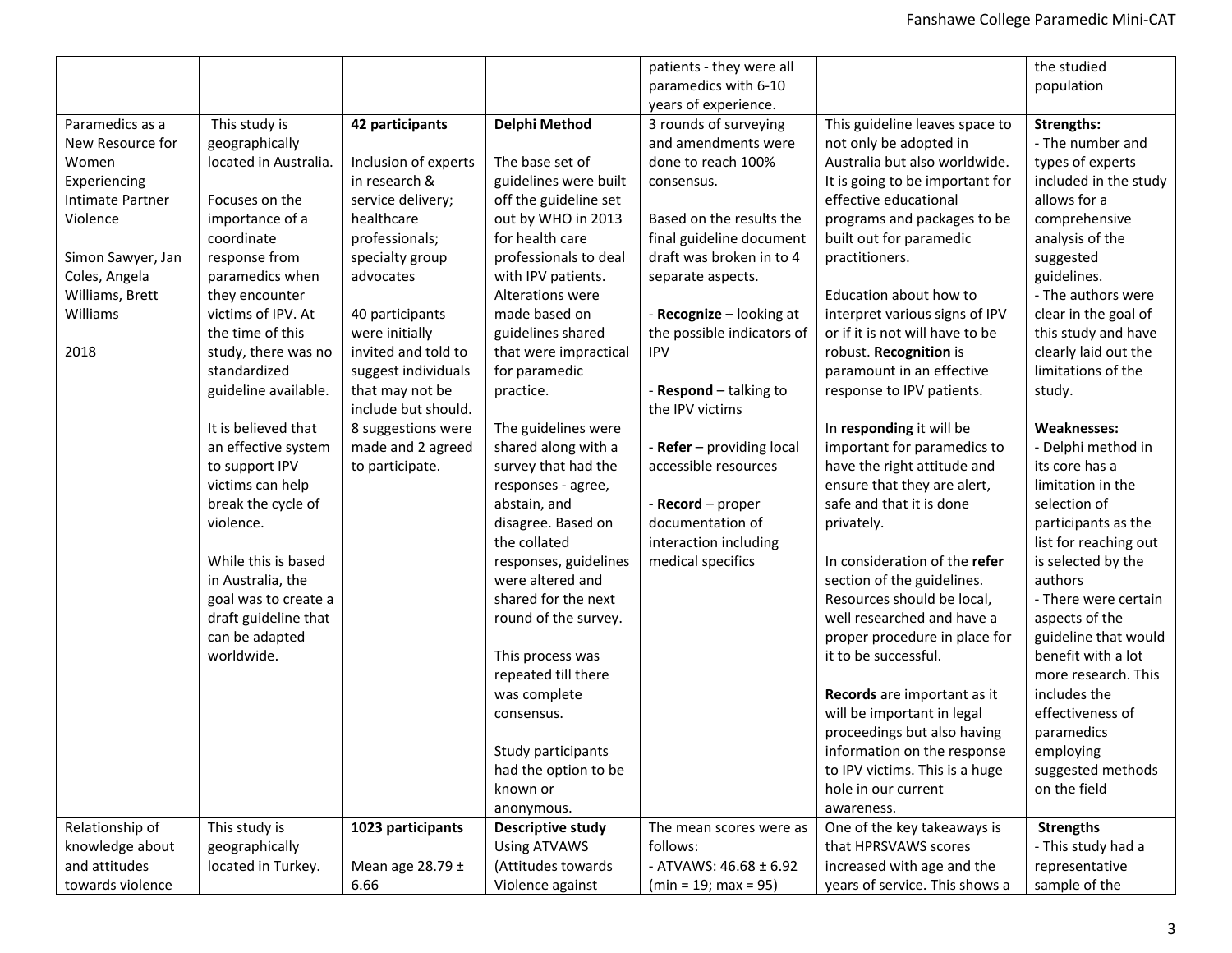| | | | | | | |
|---|---|---|---|---|---|---|
| | | | | patients - they were all paramedics with 6-10 years of experience. | | the studied population |
| Paramedics as a New Resource for Women Experiencing Intimate Partner Violence<br><br>Simon Sawyer, Jan Coles, Angela Williams, Brett Williams<br><br>2018 | This study is geographically located in Australia.<br><br>Focuses on the importance of a coordinate response from paramedics when they encounter victims of IPV. At the time of this study, there was no standardized guideline available.<br><br>It is believed that an effective system to support IPV victims can help break the cycle of violence.<br><br>While this is based in Australia, the goal was to create a draft guideline that can be adapted worldwide. | **42 participants**<br><br>Inclusion of experts in research & service delivery; healthcare professionals; specialty group advocates<br><br>40 participants were initially invited and told to suggest individuals that may not be include but should. 8 suggestions were made and 2 agreed to participate. | **Delphi Method**<br><br>The base set of guidelines were built off the guideline set out by WHO in 2013 for health care professionals to deal with IPV patients. Alterations were made based on guidelines shared that were impractical for paramedic practice.<br><br>The guidelines were shared along with a survey that had the responses - agree, abstain, and disagree. Based on the collated responses, guidelines were altered and shared for the next round of the survey.<br><br>This process was repeated till there was complete consensus.<br><br>Study participants had the option to be known or anonymous. | 3 rounds of surveying and amendments were done to reach 100% consensus.<br><br>Based on the results the final guideline document draft was broken in to 4 separate aspects.<br><br>- **Recognize** – looking at the possible indicators of IPV<br><br>- **Respond** – talking to the IPV victims<br><br>- **Refer** – providing local accessible resources<br><br>- **Record** – proper documentation of interaction including medical specifics | This guideline leaves space to not only be adopted in Australia but also worldwide. It is going to be important for effective educational programs and packages to be built out for paramedic practitioners.<br><br>Education about how to interpret various signs of IPV or if it is not will have to be robust. **Recognition** is paramount in an effective response to IPV patients.<br><br>In **responding** it will be important for paramedics to have the right attitude and ensure that they are alert, safe and that it is done privately.<br><br>In consideration of the **refer** section of the guidelines. Resources should be local, well researched and have a proper procedure in place for it to be successful.<br><br>**Records** are important as it will be important in legal proceedings but also having information on the response to IPV victims. This is a huge hole in our current awareness. | **Strengths:**<br>- The number and types of experts included in the study allows for a comprehensive analysis of the suggested guidelines.<br>- The authors were clear in the goal of this study and have clearly laid out the limitations of the study.<br><br>**Weaknesses:**<br>- Delphi method in its core has a limitation in the selection of participants as the list for reaching out is selected by the authors<br>- There were certain aspects of the guideline that would benefit with a lot more research. This includes the effectiveness of paramedics employing suggested methods on the field |
| Relationship of knowledge about and attitudes towards violence | This study is geographically located in Turkey. | **1023 participants**<br><br>Mean age 28.79 ± 6.66 | **Descriptive study**<br>Using ATVAWS (Attitudes towards Violence against | The mean scores were as follows:<br>- ATVAWS: 46.68 ± 6.92 (min = 19; max = 95) | One of the key takeaways is that HPRSVAWS scores increased with age and the years of service. This shows a | **Strengths**<br>- This study had a representative sample of the |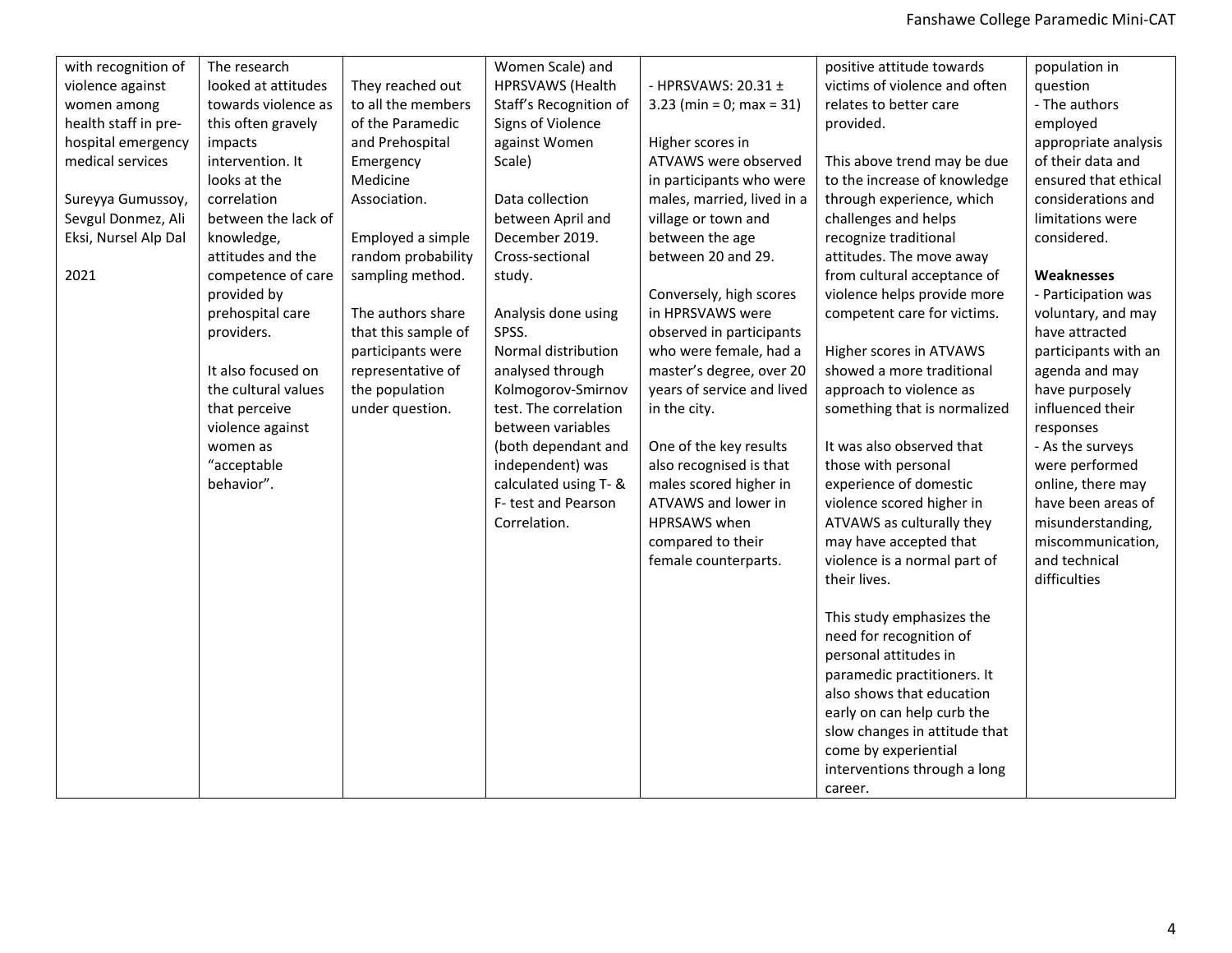| | | | | | | |
|---|---|---|---|---|---|---|
| with recognition of violence against women among health staff in pre-hospital emergency medical services<br><br>Sureyya Gumussoy, Sevgul Donmez, Ali Eksi, Nursel Alp Dal<br><br>2021 | The research looked at attitudes towards violence as this often gravely impacts intervention. It looks at the correlation between the lack of knowledge, attitudes and the competence of care provided by prehospital care providers.<br><br>It also focused on the cultural values that perceive violence against women as "acceptable behavior". | They reached out to all the members of the Paramedic and Prehospital Emergency Medicine Association.<br><br>Employed a simple random probability sampling method.<br><br>The authors share that this sample of participants were representative of the population under question. | Women Scale) and HPRSVAWS (Health Staff's Recognition of Signs of Violence against Women Scale)<br><br>Data collection between April and December 2019. Cross-sectional study.<br><br>Analysis done using SPSS.<br>Normal distribution analysed through Kolmogorov-Smirnov test. The correlation between variables (both dependant and independent) was calculated using T- & F- test and Pearson Correlation. | - HPRSVAWS: 20.31 ± 3.23 (min = 0; max = 31)<br><br>Higher scores in ATVAWS were observed in participants who were males, married, lived in a village or town and between the age between 20 and 29.<br><br>Conversely, high scores in HPRSVAWS were observed in participants who were female, had a master's degree, over 20 years of service and lived in the city.<br><br>One of the key results also recognised is that males scored higher in ATVAWS and lower in HPRSAWS when compared to their female counterparts. | positive attitude towards victims of violence and often relates to better care provided.<br><br>This above trend may be due to the increase of knowledge through experience, which challenges and helps recognize traditional attitudes. The move away from cultural acceptance of violence helps provide more competent care for victims.<br><br>Higher scores in ATVAWS showed a more traditional approach to violence as something that is normalized<br><br>It was also observed that those with personal experience of domestic violence scored higher in ATVAWS as culturally they may have accepted that violence is a normal part of their lives.<br><br>This study emphasizes the need for recognition of personal attitudes in paramedic practitioners. It also shows that education early on can help curb the slow changes in attitude that come by experiential interventions through a long career. | population in question<br>- The authors employed appropriate analysis of their data and ensured that ethical considerations and limitations were considered.<br><br>**Weaknesses**<br>- Participation was voluntary, and may have attracted participants with an agenda and may have purposely influenced their responses<br>- As the surveys were performed online, there may have been areas of misunderstanding, miscommunication, and technical difficulties |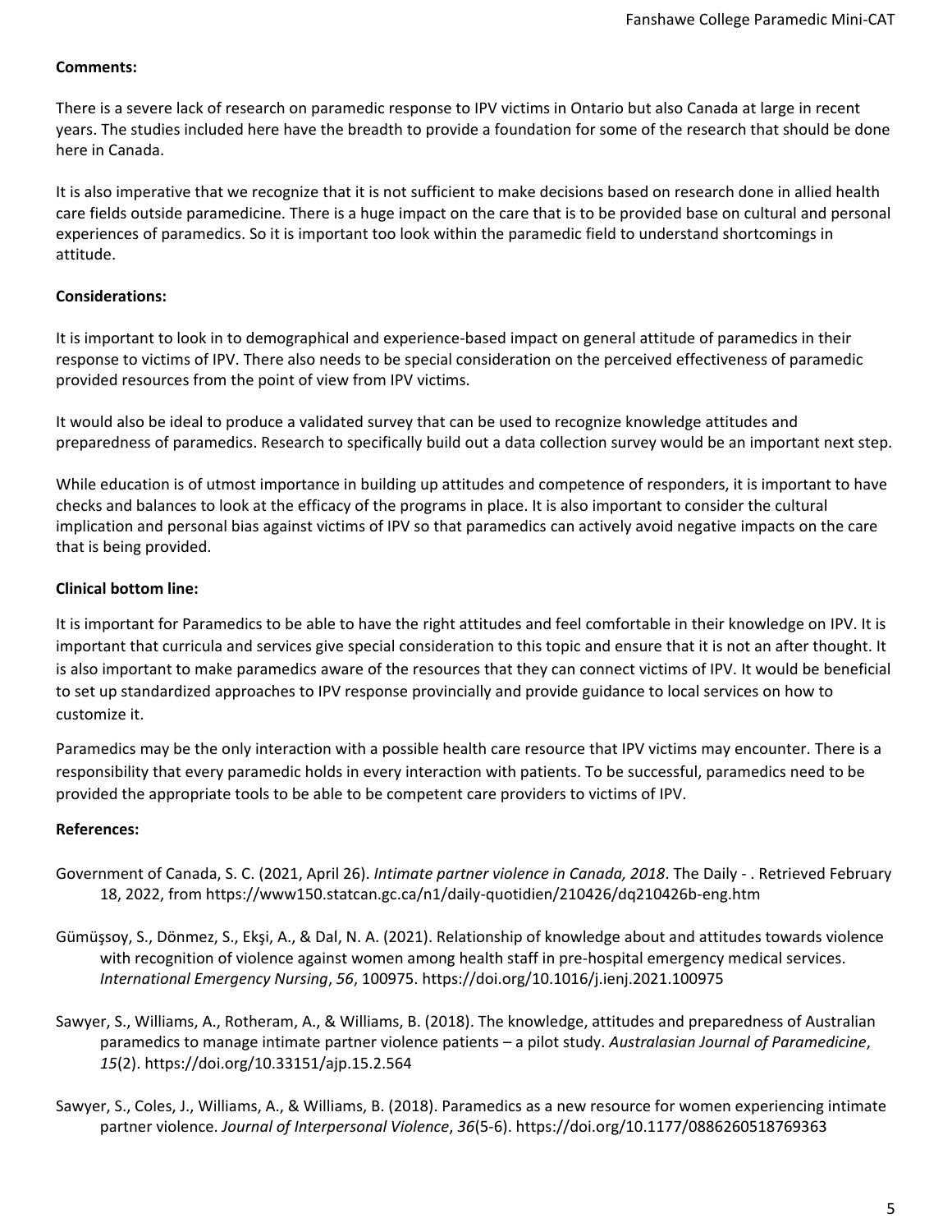**Comments:**

There is a severe lack of research on paramedic response to IPV victims in Ontario but also Canada at large in recent years. The studies included here have the breadth to provide a foundation for some of the research that should be done here in Canada.

It is also imperative that we recognize that it is not sufficient to make decisions based on research done in allied health care fields outside paramedicine. There is a huge impact on the care that is to be provided base on cultural and personal experiences of paramedics. So it is important too look within the paramedic field to understand shortcomings in attitude.

**Considerations:**

It is important to look in to demographical and experience-based impact on general attitude of paramedics in their response to victims of IPV. There also needs to be special consideration on the perceived effectiveness of paramedic provided resources from the point of view from IPV victims.

It would also be ideal to produce a validated survey that can be used to recognize knowledge attitudes and preparedness of paramedics. Research to specifically build out a data collection survey would be an important next step.

While education is of utmost importance in building up attitudes and competence of responders, it is important to have checks and balances to look at the efficacy of the programs in place. It is also important to consider the cultural implication and personal bias against victims of IPV so that paramedics can actively avoid negative impacts on the care that is being provided.

**Clinical bottom line:**

It is important for Paramedics to be able to have the right attitudes and feel comfortable in their knowledge on IPV. It is important that curricula and services give special consideration to this topic and ensure that it is not an after thought. It is also important to make paramedics aware of the resources that they can connect victims of IPV. It would be beneficial to set up standardized approaches to IPV response provincially and provide guidance to local services on how to customize it.

Paramedics may be the only interaction with a possible health care resource that IPV victims may encounter. There is a responsibility that every paramedic holds in every interaction with patients. To be successful, paramedics need to be provided the appropriate tools to be able to be competent care providers to victims of IPV.

**References:**

Government of Canada, S. C. (2021, April 26). *Intimate partner violence in Canada, 2018*. The Daily - . Retrieved February 18, 2022, from https://www150.statcan.gc.ca/n1/daily-quotidien/210426/dq210426b-eng.htm

Gümüşsoy, S., Dönmez, S., Ekşi, A., & Dal, N. A. (2021). Relationship of knowledge about and attitudes towards violence with recognition of violence against women among health staff in pre-hospital emergency medical services. *International Emergency Nursing*, *56*, 100975. https://doi.org/10.1016/j.ienj.2021.100975

Sawyer, S., Williams, A., Rotheram, A., & Williams, B. (2018). The knowledge, attitudes and preparedness of Australian paramedics to manage intimate partner violence patients – a pilot study. *Australasian Journal of Paramedicine*, *15*(2). https://doi.org/10.33151/ajp.15.2.564

Sawyer, S., Coles, J., Williams, A., & Williams, B. (2018). Paramedics as a new resource for women experiencing intimate partner violence. *Journal of Interpersonal Violence*, *36*(5-6). https://doi.org/10.1177/0886260518769363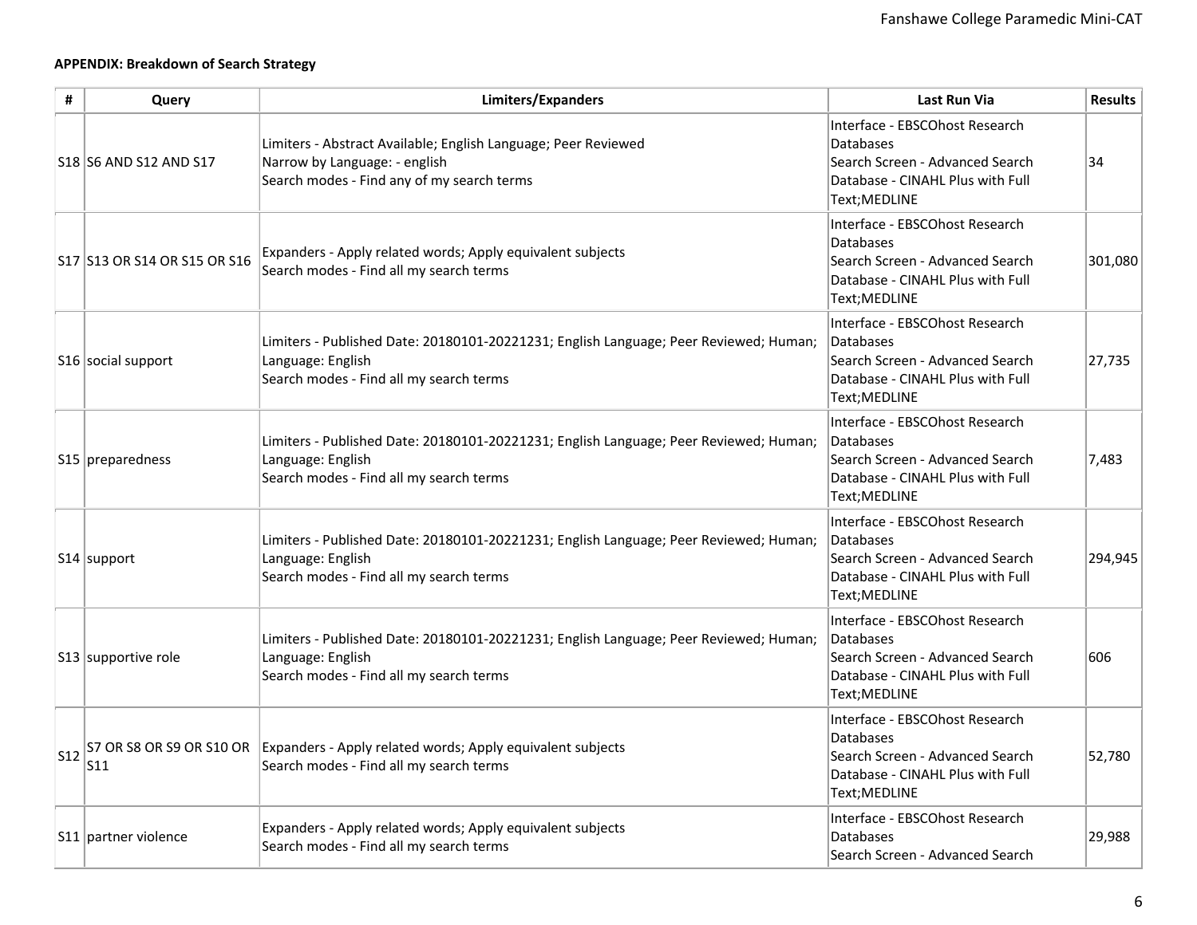**APPENDIX: Breakdown of Search Strategy**

| # | Query | Limiters/Expanders | Last Run Via | Results |
|---|---|---|---|---|
| S18 | S6 AND S12 AND S17 | Limiters - Abstract Available; English Language; Peer Reviewed<br>Narrow by Language: - english<br>Search modes - Find any of my search terms | Interface - EBSCOhost Research Databases<br>Search Screen - Advanced Search<br>Database - CINAHL Plus with Full Text;MEDLINE | 34 |
| S17 | S13 OR S14 OR S15 OR S16 | Expanders - Apply related words; Apply equivalent subjects<br>Search modes - Find all my search terms | Interface - EBSCOhost Research Databases<br>Search Screen - Advanced Search<br>Database - CINAHL Plus with Full Text;MEDLINE | 301,080 |
| S16 | social support | Limiters - Published Date: 20180101-20221231; English Language; Peer Reviewed; Human; Language: English<br>Search modes - Find all my search terms | Interface - EBSCOhost Research Databases<br>Search Screen - Advanced Search<br>Database - CINAHL Plus with Full Text;MEDLINE | 27,735 |
| S15 | preparedness | Limiters - Published Date: 20180101-20221231; English Language; Peer Reviewed; Human; Language: English<br>Search modes - Find all my search terms | Interface - EBSCOhost Research Databases<br>Search Screen - Advanced Search<br>Database - CINAHL Plus with Full Text;MEDLINE | 7,483 |
| S14 | support | Limiters - Published Date: 20180101-20221231; English Language; Peer Reviewed; Human; Language: English<br>Search modes - Find all my search terms | Interface - EBSCOhost Research Databases<br>Search Screen - Advanced Search<br>Database - CINAHL Plus with Full Text;MEDLINE | 294,945 |
| S13 | supportive role | Limiters - Published Date: 20180101-20221231; English Language; Peer Reviewed; Human; Language: English<br>Search modes - Find all my search terms | Interface - EBSCOhost Research Databases<br>Search Screen - Advanced Search<br>Database - CINAHL Plus with Full Text;MEDLINE | 606 |
| S12 | S7 OR S8 OR S9 OR S10 OR S11 | Expanders - Apply related words; Apply equivalent subjects<br>Search modes - Find all my search terms | Interface - EBSCOhost Research Databases<br>Search Screen - Advanced Search<br>Database - CINAHL Plus with Full Text;MEDLINE | 52,780 |
| S11 | partner violence | Expanders - Apply related words; Apply equivalent subjects<br>Search modes - Find all my search terms | Interface - EBSCOhost Research Databases<br>Search Screen - Advanced Search | 29,988 |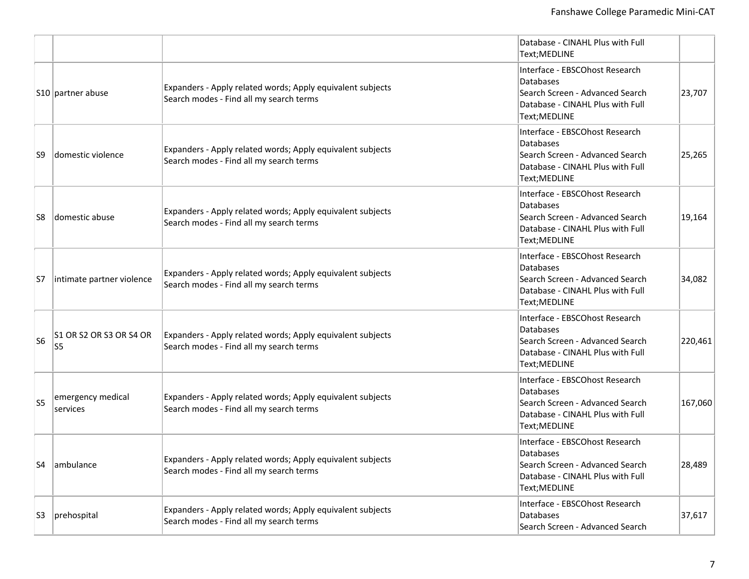| | | | | |
|---|---|---|---|---|
| | | | Database - CINAHL Plus with Full Text;MEDLINE | |
| S10 | partner abuse | Expanders - Apply related words; Apply equivalent subjects<br>Search modes - Find all my search terms | Interface - EBSCOhost Research Databases<br>Search Screen - Advanced Search<br>Database - CINAHL Plus with Full Text;MEDLINE | 23,707 |
| S9 | domestic violence | Expanders - Apply related words; Apply equivalent subjects<br>Search modes - Find all my search terms | Interface - EBSCOhost Research Databases<br>Search Screen - Advanced Search<br>Database - CINAHL Plus with Full Text;MEDLINE | 25,265 |
| S8 | domestic abuse | Expanders - Apply related words; Apply equivalent subjects<br>Search modes - Find all my search terms | Interface - EBSCOhost Research Databases<br>Search Screen - Advanced Search<br>Database - CINAHL Plus with Full Text;MEDLINE | 19,164 |
| S7 | intimate partner violence | Expanders - Apply related words; Apply equivalent subjects<br>Search modes - Find all my search terms | Interface - EBSCOhost Research Databases<br>Search Screen - Advanced Search<br>Database - CINAHL Plus with Full Text;MEDLINE | 34,082 |
| S6 | S1 OR S2 OR S3 OR S4 OR S5 | Expanders - Apply related words; Apply equivalent subjects<br>Search modes - Find all my search terms | Interface - EBSCOhost Research Databases<br>Search Screen - Advanced Search<br>Database - CINAHL Plus with Full Text;MEDLINE | 220,461 |
| S5 | emergency medical services | Expanders - Apply related words; Apply equivalent subjects<br>Search modes - Find all my search terms | Interface - EBSCOhost Research Databases<br>Search Screen - Advanced Search<br>Database - CINAHL Plus with Full Text;MEDLINE | 167,060 |
| S4 | ambulance | Expanders - Apply related words; Apply equivalent subjects<br>Search modes - Find all my search terms | Interface - EBSCOhost Research Databases<br>Search Screen - Advanced Search<br>Database - CINAHL Plus with Full Text;MEDLINE | 28,489 |
| S3 | prehospital | Expanders - Apply related words; Apply equivalent subjects<br>Search modes - Find all my search terms | Interface - EBSCOhost Research Databases<br>Search Screen - Advanced Search | 37,617 |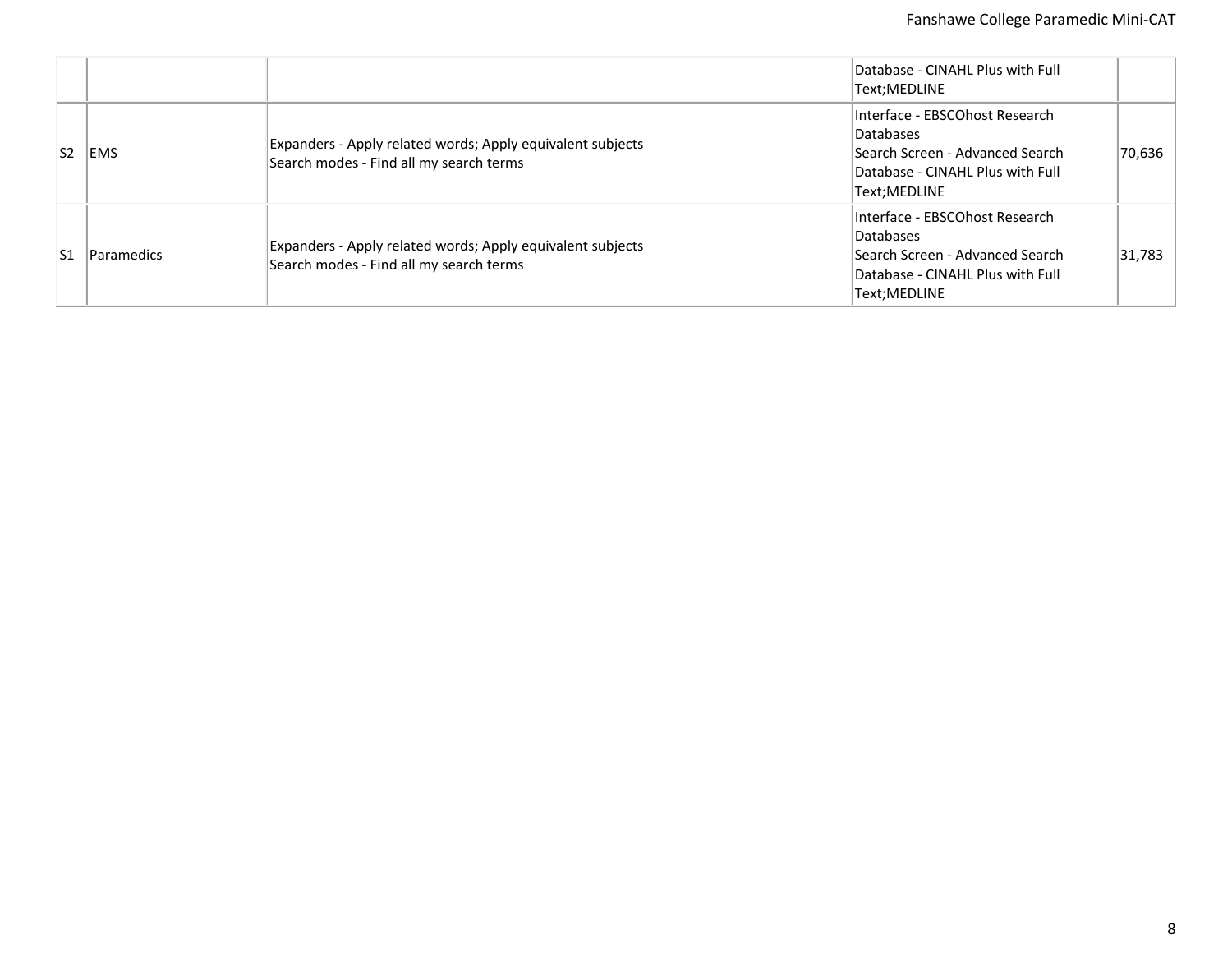| | | | | |
|---|---|---|---|---|
| | | | Database - CINAHL Plus with Full Text;MEDLINE | |
| S2 | EMS | Expanders - Apply related words; Apply equivalent subjects<br>Search modes - Find all my search terms | Interface - EBSCOhost Research Databases<br>Search Screen - Advanced Search<br>Database - CINAHL Plus with Full Text;MEDLINE | 70,636 |
| S1 | Paramedics | Expanders - Apply related words; Apply equivalent subjects<br>Search modes - Find all my search terms | Interface - EBSCOhost Research Databases<br>Search Screen - Advanced Search<br>Database - CINAHL Plus with Full Text;MEDLINE | 31,783 |